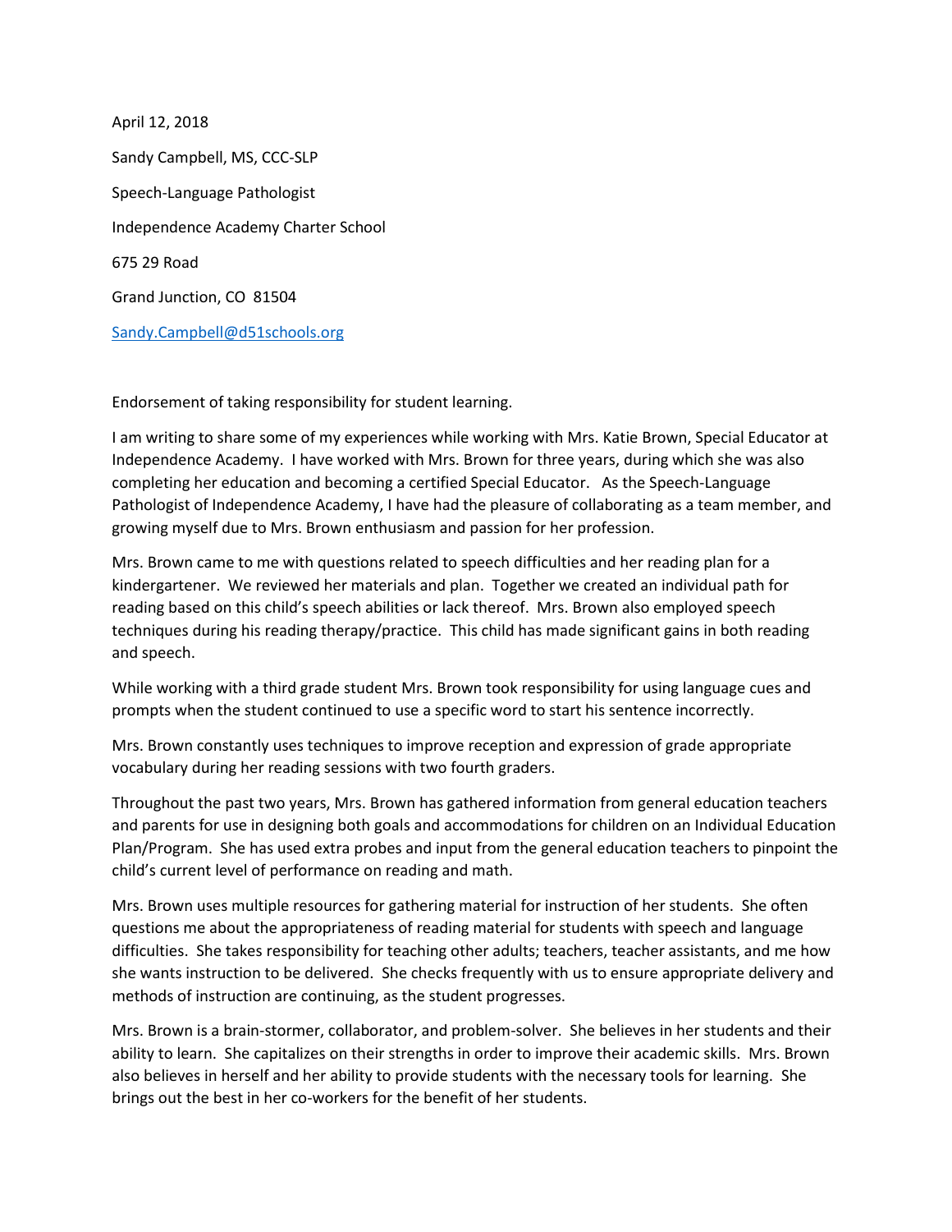April 12, 2018

Sandy Campbell, MS, CCC-SLP

Speech-Language Pathologist

Independence Academy Charter School

675 29 Road

Grand Junction, CO  81504

Sandy.Campbell@d51schools.org

Endorsement of taking responsibility for student learning.

I am writing to share some of my experiences while working with Mrs. Katie Brown, Special Educator at Independence Academy.  I have worked with Mrs. Brown for three years, during which she was also completing her education and becoming a certified Special Educator.   As the Speech-Language Pathologist of Independence Academy, I have had the pleasure of collaborating as a team member, and growing myself due to Mrs. Brown enthusiasm and passion for her profession.

Mrs. Brown came to me with questions related to speech difficulties and her reading plan for a kindergartener.  We reviewed her materials and plan.  Together we created an individual path for reading based on this child's speech abilities or lack thereof.  Mrs. Brown also employed speech techniques during his reading therapy/practice.  This child has made significant gains in both reading and speech.

While working with a third grade student Mrs. Brown took responsibility for using language cues and prompts when the student continued to use a specific word to start his sentence incorrectly.

Mrs. Brown constantly uses techniques to improve reception and expression of grade appropriate vocabulary during her reading sessions with two fourth graders.

Throughout the past two years, Mrs. Brown has gathered information from general education teachers and parents for use in designing both goals and accommodations for children on an Individual Education Plan/Program.  She has used extra probes and input from the general education teachers to pinpoint the child's current level of performance on reading and math.

Mrs. Brown uses multiple resources for gathering material for instruction of her students.  She often questions me about the appropriateness of reading material for students with speech and language difficulties.  She takes responsibility for teaching other adults; teachers, teacher assistants, and me how she wants instruction to be delivered.  She checks frequently with us to ensure appropriate delivery and methods of instruction are continuing, as the student progresses.

Mrs. Brown is a brain-stormer, collaborator, and problem-solver.  She believes in her students and their ability to learn.  She capitalizes on their strengths in order to improve their academic skills.  Mrs. Brown also believes in herself and her ability to provide students with the necessary tools for learning.  She brings out the best in her co-workers for the benefit of her students.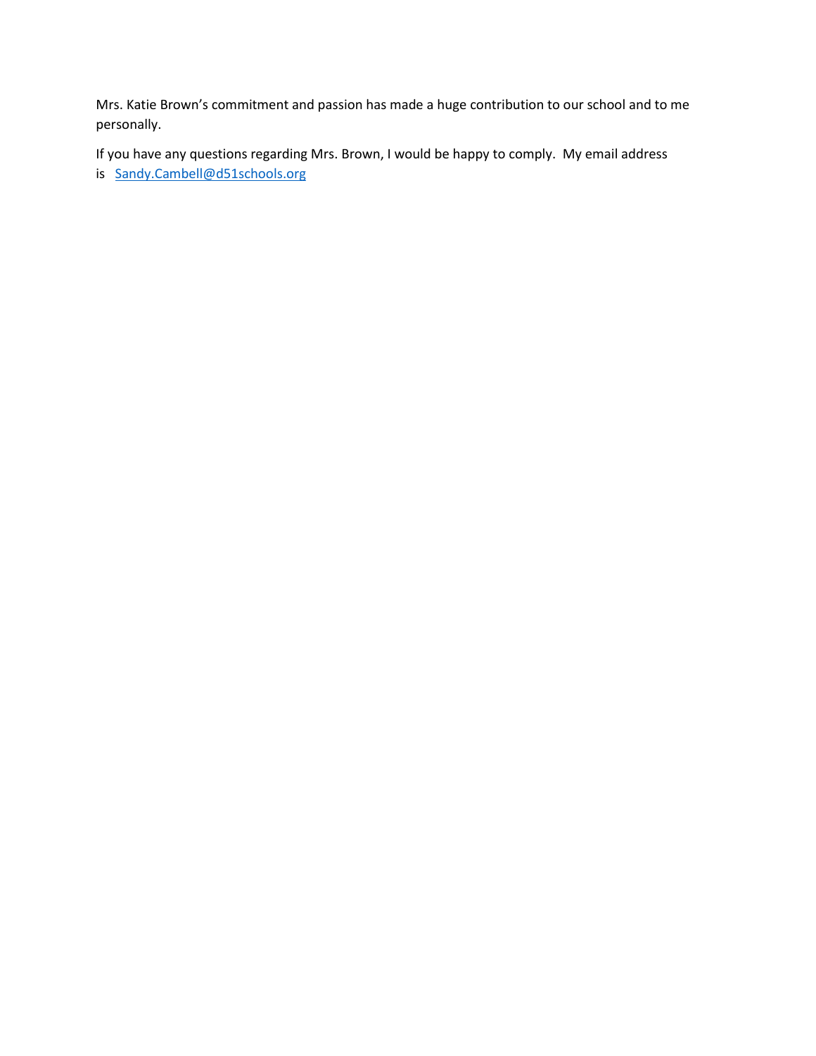Mrs. Katie Brown's commitment and passion has made a huge contribution to our school and to me personally.

If you have any questions regarding Mrs. Brown, I would be happy to comply. My email address is Sandy.Cambell@d51schools.org